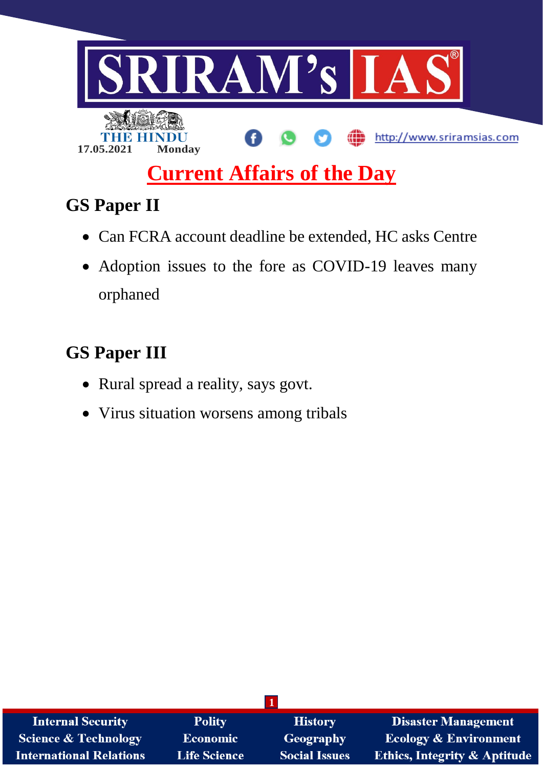17.05.2021 Monday

# Current Affairs of the Day

## GS Paper II

- Can FCRA account deadline be extended, HC asks Centre
- Adoption issues to the fore as COVID-19 leaves many orphaned

## GS Paper III

- Rural spread a reality, says govt.
- Virus situation worsens among tribals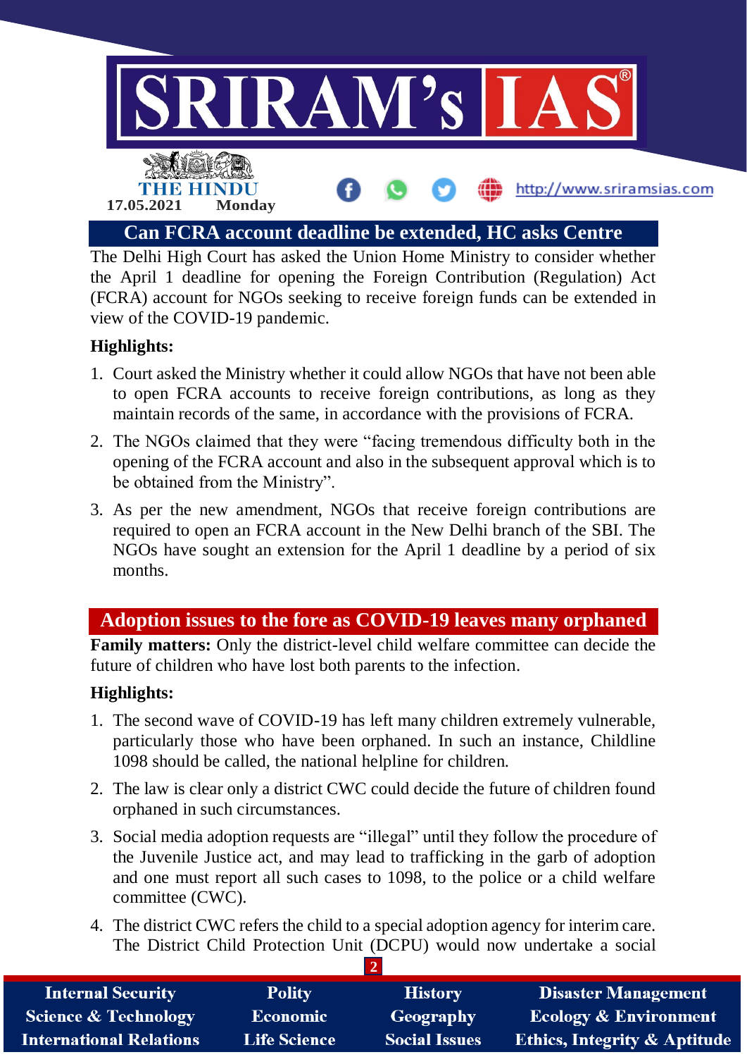## Can FCRA account deadline be extended, HC asks Centre

The Delhi High Court has asked the Union Home Ministry to consider whether the April 1 deadline for opening the Foreign Contribution (Regulation) Act (FCRA) account for NGOs seeking to receive foreign funds can be extended in view of the COVID-19 pandemic.

**Highlights:**

1. Court asked the Ministry whether it could allow NGOs that have not been able to open FCRA accounts to receive foreign contributions, as long as they maintain records of the same, in accordance with the provisions of FCRA.
2. The NGOs claimed that they were "facing tremendous difficulty both in the opening of the FCRA account and also in the subsequent approval which is to be obtained from the Ministry".
3. As per the new amendment, NGOs that receive foreign contributions are required to open an FCRA account in the New Delhi branch of the SBI. The NGOs have sought an extension for the April 1 deadline by a period of six months.

## Adoption issues to the fore as COVID-19 leaves many orphaned

**Family matters:** Only the district-level child welfare committee can decide the future of children who have lost both parents to the infection.

**Highlights:**

1. The second wave of COVID-19 has left many children extremely vulnerable, particularly those who have been orphaned. In such an instance, Childline 1098 should be called, the national helpline for children.
2. The law is clear only a district CWC could decide the future of children found orphaned in such circumstances.
3. Social media adoption requests are "illegal" until they follow the procedure of the Juvenile Justice act, and may lead to trafficking in the garb of adoption and one must report all such cases to 1098, to the police or a child welfare committee (CWC).
4. The district CWC refers the child to a special adoption agency for interim care. The District Child Protection Unit (DCPU) would now undertake a social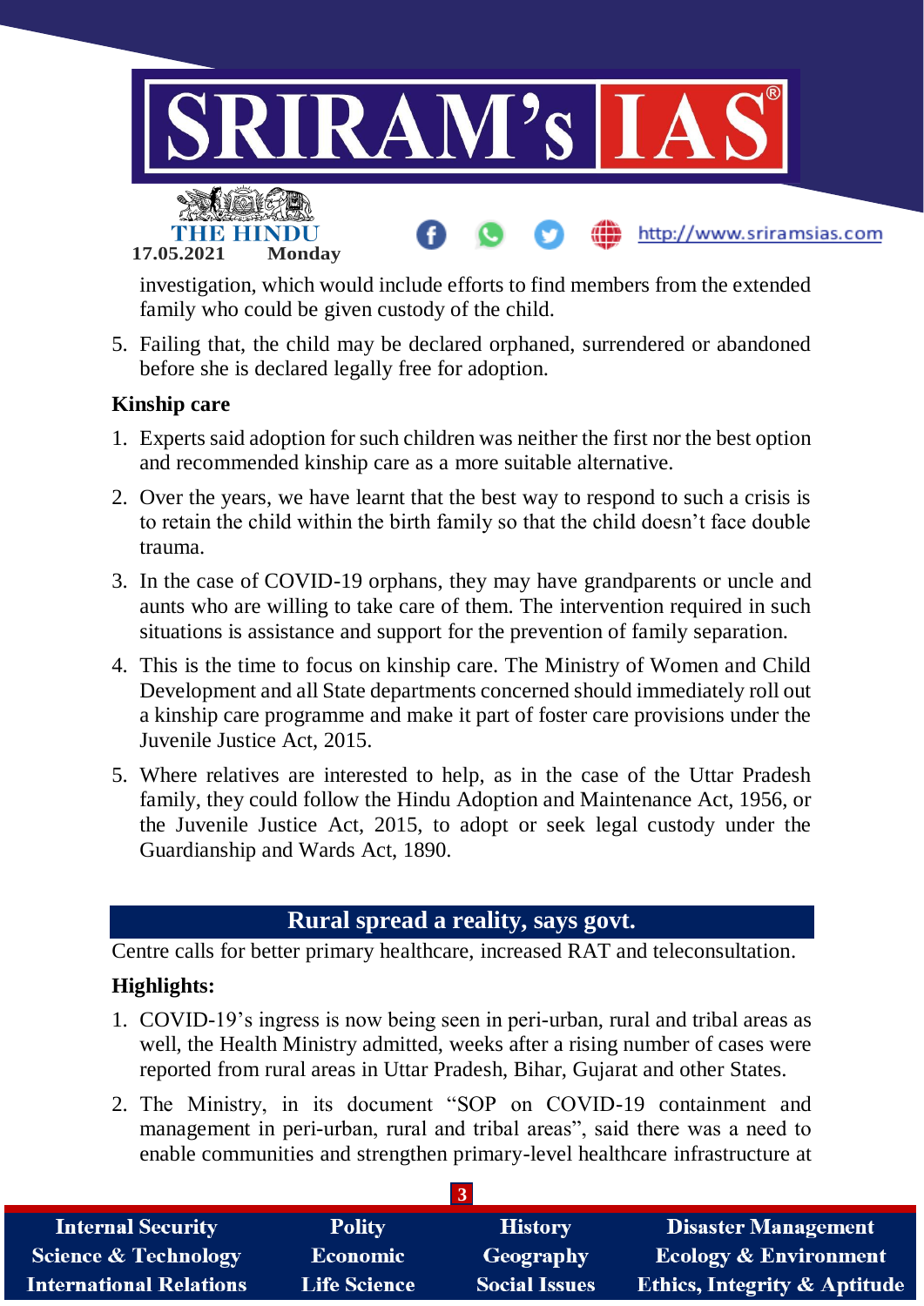investigation, which would include efforts to find members from the extended family who could be given custody of the child.

5. Failing that, the child may be declared orphaned, surrendered or abandoned before she is declared legally free for adoption.

**Kinship care**

1. Experts said adoption for such children was neither the first nor the best option and recommended kinship care as a more suitable alternative.
2. Over the years, we have learnt that the best way to respond to such a crisis is to retain the child within the birth family so that the child doesn't face double trauma.
3. In the case of COVID-19 orphans, they may have grandparents or uncle and aunts who are willing to take care of them. The intervention required in such situations is assistance and support for the prevention of family separation.
4. This is the time to focus on kinship care. The Ministry of Women and Child Development and all State departments concerned should immediately roll out a kinship care programme and make it part of foster care provisions under the Juvenile Justice Act, 2015.
5. Where relatives are interested to help, as in the case of the Uttar Pradesh family, they could follow the Hindu Adoption and Maintenance Act, 1956, or the Juvenile Justice Act, 2015, to adopt or seek legal custody under the Guardianship and Wards Act, 1890.

## Rural spread a reality, says govt.

Centre calls for better primary healthcare, increased RAT and teleconsultation.

**Highlights:**

1. COVID-19's ingress is now being seen in peri-urban, rural and tribal areas as well, the Health Ministry admitted, weeks after a rising number of cases were reported from rural areas in Uttar Pradesh, Bihar, Gujarat and other States.
2. The Ministry, in its document "SOP on COVID-19 containment and management in peri-urban, rural and tribal areas", said there was a need to enable communities and strengthen primary-level healthcare infrastructure at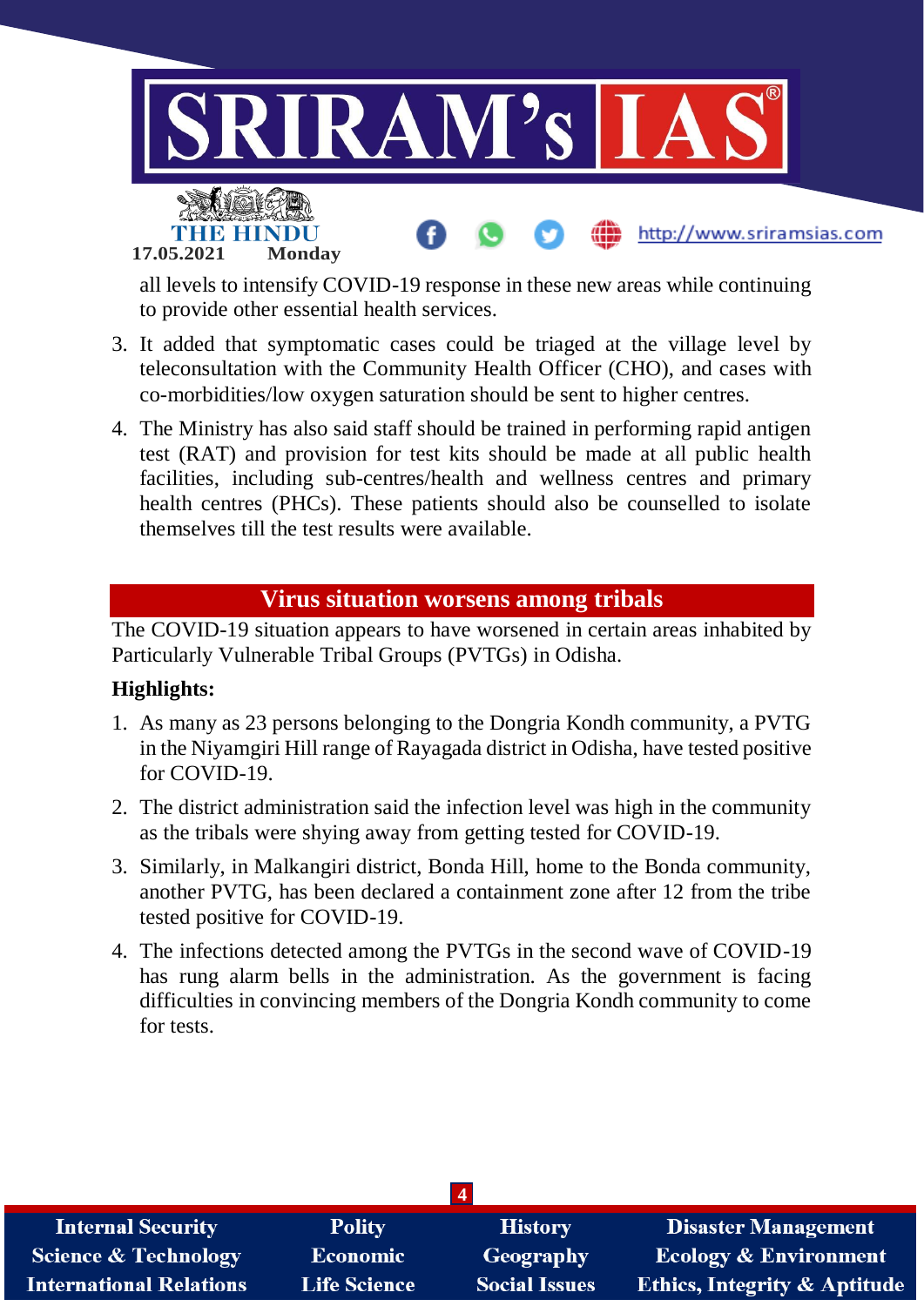all levels to intensify COVID-19 response in these new areas while continuing to provide other essential health services.

3. It added that symptomatic cases could be triaged at the village level by teleconsultation with the Community Health Officer (CHO), and cases with co-morbidities/low oxygen saturation should be sent to higher centres.
4. The Ministry has also said staff should be trained in performing rapid antigen test (RAT) and provision for test kits should be made at all public health facilities, including sub-centres/health and wellness centres and primary health centres (PHCs). These patients should also be counselled to isolate themselves till the test results were available.

## Virus situation worsens among tribals

The COVID-19 situation appears to have worsened in certain areas inhabited by Particularly Vulnerable Tribal Groups (PVTGs) in Odisha.

**Highlights:**

1. As many as 23 persons belonging to the Dongria Kondh community, a PVTG in the Niyamgiri Hill range of Rayagada district in Odisha, have tested positive for COVID-19.
2. The district administration said the infection level was high in the community as the tribals were shying away from getting tested for COVID-19.
3. Similarly, in Malkangiri district, Bonda Hill, home to the Bonda community, another PVTG, has been declared a containment zone after 12 from the tribe tested positive for COVID-19.
4. The infections detected among the PVTGs in the second wave of COVID-19 has rung alarm bells in the administration. As the government is facing difficulties in convincing members of the Dongria Kondh community to come for tests.